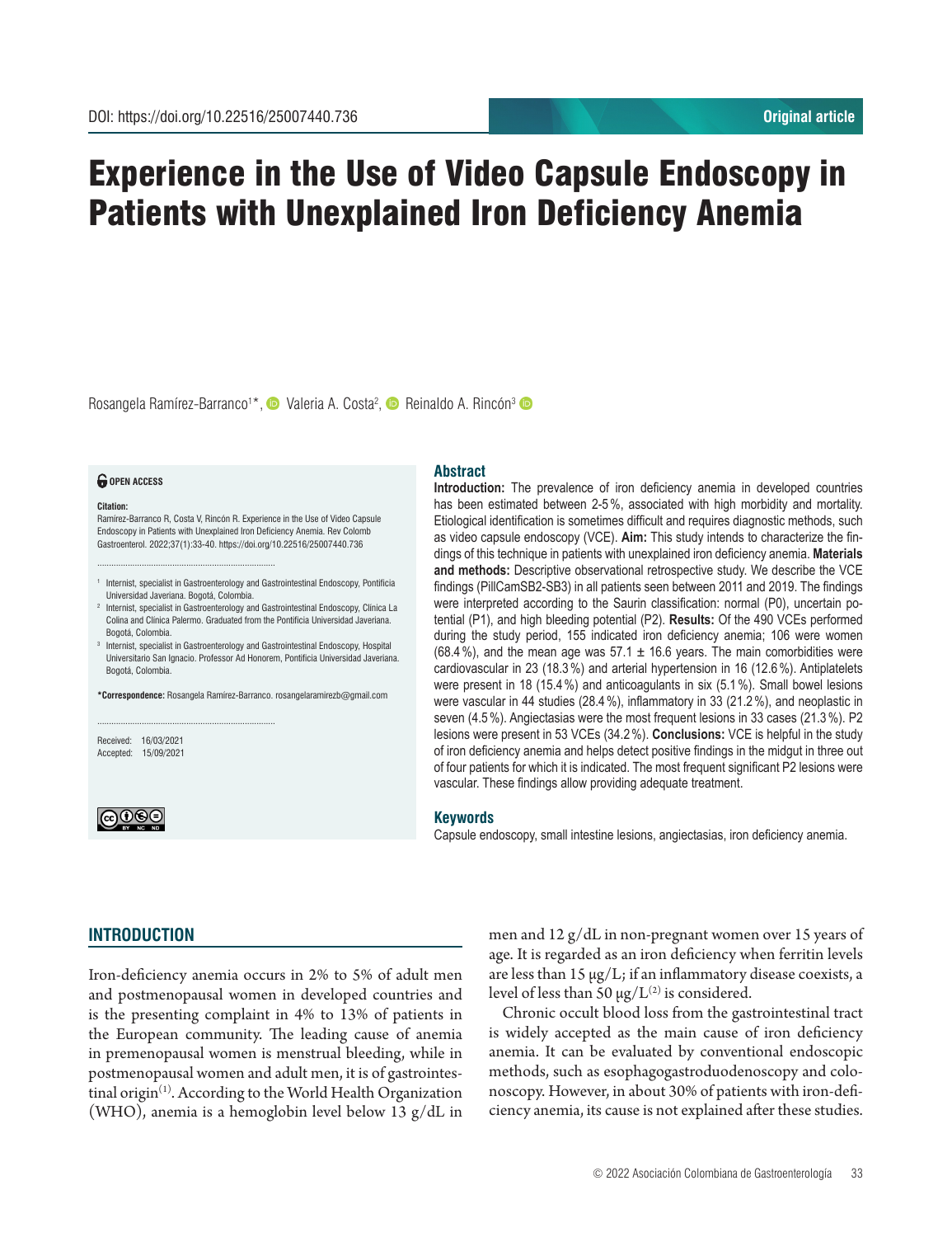DOI: https://doi.org/10.22516/25007440.736

Original article

# Experience in the Use of Video Capsule Endoscopy in Patients with Unexplained Iron Deficiency Anemia

Rosangela Ramírez-Barranco[1]*, Valeria A. Costa[2], Reinaldo A. Rincón[3]

**OPEN ACCESS**

**Citation:**
Ramírez-Barranco R, Costa V, Rincón R. Experience in the Use of Video Capsule Endoscopy in Patients with Unexplained Iron Deficiency Anemia. Rev Colomb Gastroenterol. 2022;37(1):33-40. https://doi.org/10.22516/25007440.736

[1] Internist, specialist in Gastroenterology and Gastrointestinal Endoscopy, Pontificia Universidad Javeriana. Bogotá, Colombia.
[2] Internist, specialist in Gastroenterology and Gastrointestinal Endoscopy, Clínica La Colina and Clínica Palermo. Graduated from the Pontificia Universidad Javeriana. Bogotá, Colombia.
[3] Internist, specialist in Gastroenterology and Gastrointestinal Endoscopy, Hospital Universitario San Ignacio. Professor Ad Honorem, Pontificia Universidad Javeriana. Bogotá, Colombia.

***Correspondence:** Rosangela Ramírez-Barranco. rosangelaramirezb@gmail.com

Received: 16/03/2021
Accepted: 15/09/2021

## Abstract

**Introduction:** The prevalence of iron deficiency anemia in developed countries has been estimated between 2-5 %, associated with high morbidity and mortality. Etiological identification is sometimes difficult and requires diagnostic methods, such as video capsule endoscopy (VCE). **Aim:** This study intends to characterize the findings of this technique in patients with unexplained iron deficiency anemia. **Materials and methods:** Descriptive observational retrospective study. We describe the VCE findings (PillCamSB2-SB3) in all patients seen between 2011 and 2019. The findings were interpreted according to the Saurin classification: normal (P0), uncertain potential (P1), and high bleeding potential (P2). **Results:** Of the 490 VCEs performed during the study period, 155 indicated iron deficiency anemia; 106 were women (68.4 %), and the mean age was 57.1 ± 16.6 years. The main comorbidities were cardiovascular in 23 (18.3 %) and arterial hypertension in 16 (12.6 %). Antiplatelets were present in 18 (15.4 %) and anticoagulants in six (5.1 %). Small bowel lesions were vascular in 44 studies (28.4 %), inflammatory in 33 (21.2 %), and neoplastic in seven (4.5 %). Angiectasias were the most frequent lesions in 33 cases (21.3 %). P2 lesions were present in 53 VCEs (34.2 %). **Conclusions:** VCE is helpful in the study of iron deficiency anemia and helps detect positive findings in the midgut in three out of four patients for which it is indicated. The most frequent significant P2 lesions were vascular. These findings allow providing adequate treatment.

## Keywords

Capsule endoscopy, small intestine lesions, angiectasias, iron deficiency anemia.

## INTRODUCTION

Iron-deficiency anemia occurs in 2% to 5% of adult men and postmenopausal women in developed countries and is the presenting complaint in 4% to 13% of patients in the European community. The leading cause of anemia in premenopausal women is menstrual bleeding, while in postmenopausal women and adult men, it is of gastrointestinal origin[1]. According to the World Health Organization (WHO), anemia is a hemoglobin level below 13 g/dL in men and 12 g/dL in non-pregnant women over 15 years of age. It is regarded as an iron deficiency when ferritin levels are less than 15 μg/L; if an inflammatory disease coexists, a level of less than 50 μg/L[2] is considered.

Chronic occult blood loss from the gastrointestinal tract is widely accepted as the main cause of iron deficiency anemia. It can be evaluated by conventional endoscopic methods, such as esophagogastroduodenoscopy and colonoscopy. However, in about 30% of patients with iron-deficiency anemia, its cause is not explained after these studies.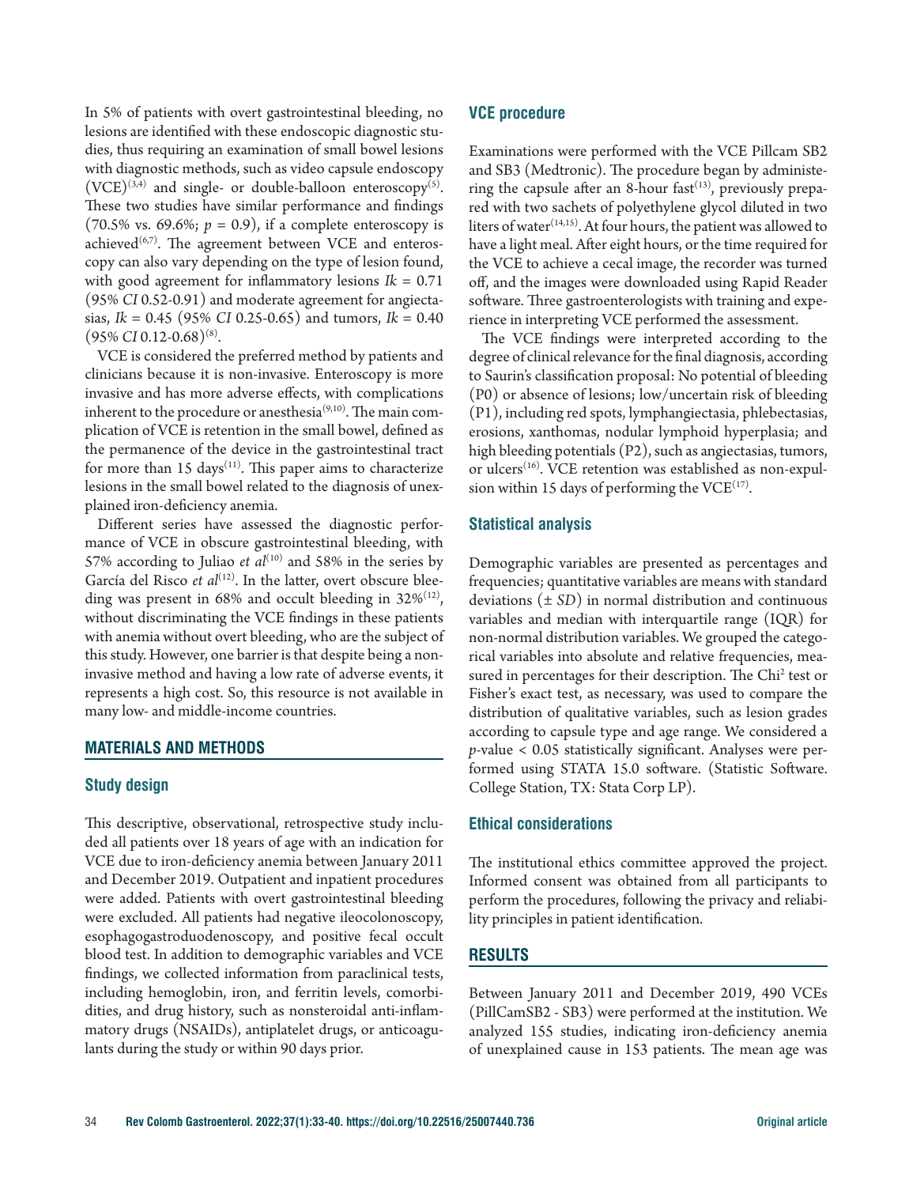In 5% of patients with overt gastrointestinal bleeding, no lesions are identified with these endoscopic diagnostic studies, thus requiring an examination of small bowel lesions with diagnostic methods, such as video capsule endoscopy (VCE)[3,4] and single- or double-balloon enteroscopy[5]. These two studies have similar performance and findings (70.5% vs. 69.6%; $p = 0.9$), if a complete enteroscopy is achieved[6,7]. The agreement between VCE and enteroscopy can also vary depending on the type of lesion found, with good agreement for inflammatory lesions $Ik = 0.71$ (95% *CI* 0.52-0.91) and moderate agreement for angiectasias, $Ik = 0.45$ (95% *CI* 0.25-0.65) and tumors, $Ik = 0.40$ (95% *CI* 0.12-0.68)[8].

VCE is considered the preferred method by patients and clinicians because it is non-invasive. Enteroscopy is more invasive and has more adverse effects, with complications inherent to the procedure or anesthesia[9,10]. The main complication of VCE is retention in the small bowel, defined as the permanence of the device in the gastrointestinal tract for more than 15 days[11]. This paper aims to characterize lesions in the small bowel related to the diagnosis of unexplained iron-deficiency anemia.

Different series have assessed the diagnostic performance of VCE in obscure gastrointestinal bleeding, with 57% according to Juliao *et al*[10] and 58% in the series by García del Risco *et al*[12]. In the latter, overt obscure bleeding was present in 68% and occult bleeding in 32%[12], without discriminating the VCE findings in these patients with anemia without overt bleeding, who are the subject of this study. However, one barrier is that despite being a non-invasive method and having a low rate of adverse events, it represents a high cost. So, this resource is not available in many low- and middle-income countries.

## MATERIALS AND METHODS

### Study design

This descriptive, observational, retrospective study included all patients over 18 years of age with an indication for VCE due to iron-deficiency anemia between January 2011 and December 2019. Outpatient and inpatient procedures were added. Patients with overt gastrointestinal bleeding were excluded. All patients had negative ileocolonoscopy, esophagogastroduodenoscopy, and positive fecal occult blood test. In addition to demographic variables and VCE findings, we collected information from paraclinical tests, including hemoglobin, iron, and ferritin levels, comorbidities, and drug history, such as nonsteroidal anti-inflammatory drugs (NSAIDs), antiplatelet drugs, or anticoagulants during the study or within 90 days prior.

### VCE procedure

Examinations were performed with the VCE Pillcam SB2 and SB3 (Medtronic). The procedure began by administering the capsule after an 8-hour fast[13], previously prepared with two sachets of polyethylene glycol diluted in two liters of water[14,15]. At four hours, the patient was allowed to have a light meal. After eight hours, or the time required for the VCE to achieve a cecal image, the recorder was turned off, and the images were downloaded using Rapid Reader software. Three gastroenterologists with training and experience in interpreting VCE performed the assessment.

The VCE findings were interpreted according to the degree of clinical relevance for the final diagnosis, according to Saurin's classification proposal: No potential of bleeding (P0) or absence of lesions; low/uncertain risk of bleeding (P1), including red spots, lymphangiectasia, phlebectasias, erosions, xanthomas, nodular lymphoid hyperplasia; and high bleeding potentials (P2), such as angiectasias, tumors, or ulcers[16]. VCE retention was established as non-expulsion within 15 days of performing the VCE[17].

### Statistical analysis

Demographic variables are presented as percentages and frequencies; quantitative variables are means with standard deviations ($\pm$ *SD*) in normal distribution and continuous variables and median with interquartile range (IQR) for non-normal distribution variables. We grouped the categorical variables into absolute and relative frequencies, measured in percentages for their description. The Chi$^2$ test or Fisher's exact test, as necessary, was used to compare the distribution of qualitative variables, such as lesion grades according to capsule type and age range. We considered a *p*-value < 0.05 statistically significant. Analyses were performed using STATA 15.0 software. (Statistic Software. College Station, TX: Stata Corp LP).

### Ethical considerations

The institutional ethics committee approved the project. Informed consent was obtained from all participants to perform the procedures, following the privacy and reliability principles in patient identification.

## RESULTS

Between January 2011 and December 2019, 490 VCEs (PillCamSB2 - SB3) were performed at the institution. We analyzed 155 studies, indicating iron-deficiency anemia of unexplained cause in 153 patients. The mean age was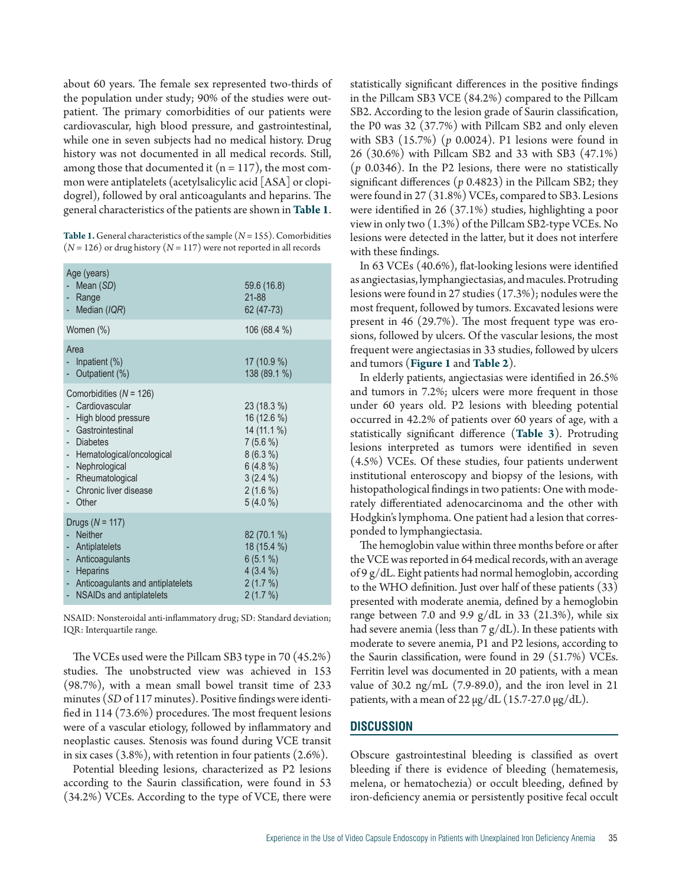about 60 years. The female sex represented two-thirds of the population under study; 90% of the studies were outpatient. The primary comorbidities of our patients were cardiovascular, high blood pressure, and gastrointestinal, while one in seven subjects had no medical history. Drug history was not documented in all medical records. Still, among those that documented it (n = 117), the most common were antiplatelets (acetylsalicylic acid [ASA] or clopidogrel), followed by oral anticoagulants and heparins. The general characteristics of the patients are shown in **Table 1**.

**Table 1.** General characteristics of the sample (*N* = 155). Comorbidities (*N* = 126) or drug history (*N* = 117) were not reported in all records

| | |
|---|---|
| Age (years) | |
| - Mean (*SD*) | 59.6 (16.8) |
| - Range | 21-88 |
| - Median (*IQR*) | 62 (47-73) |
| Women (%) | 106 (68.4 %) |
| Area | |
| - Inpatient (%) | 17 (10.9 %) |
| - Outpatient (%) | 138 (89.1 %) |
| Comorbidities (*N* = 126) | |
| - Cardiovascular | 23 (18.3 %) |
| - High blood pressure | 16 (12.6 %) |
| - Gastrointestinal | 14 (11.1 %) |
| - Diabetes | 7 (5.6 %) |
| - Hematological/oncological | 8 (6.3 %) |
| - Nephrological | 6 (4.8 %) |
| - Rheumatological | 3 (2.4 %) |
| - Chronic liver disease | 2 (1.6 %) |
| - Other | 5 (4.0 %) |
| Drugs (*N* = 117) | |
| - Neither | 82 (70.1 %) |
| - Antiplatelets | 18 (15.4 %) |
| - Anticoagulants | 6 (5.1 %) |
| - Heparins | 4 (3.4 %) |
| - Anticoagulants and antiplatelets | 2 (1.7 %) |
| - NSAIDs and antiplatelets | 2 (1.7 %) |

NSAID: Nonsteroidal anti-inflammatory drug; SD: Standard deviation; IQR: Interquartile range.

The VCEs used were the Pillcam SB3 type in 70 (45.2%) studies. The unobstructed view was achieved in 153 (98.7%), with a mean small bowel transit time of 233 minutes (*SD* of 117 minutes). Positive findings were identified in 114 (73.6%) procedures. The most frequent lesions were of a vascular etiology, followed by inflammatory and neoplastic causes. Stenosis was found during VCE transit in six cases (3.8%), with retention in four patients (2.6%).

Potential bleeding lesions, characterized as P2 lesions according to the Saurin classification, were found in 53 (34.2%) VCEs. According to the type of VCE, there were statistically significant differences in the positive findings in the Pillcam SB3 VCE (84.2%) compared to the Pillcam SB2. According to the lesion grade of Saurin classification, the P0 was 32 (37.7%) with Pillcam SB2 and only eleven with SB3 (15.7%) (*p* 0.0024). P1 lesions were found in 26 (30.6%) with Pillcam SB2 and 33 with SB3 (47.1%) (*p* 0.0346). In the P2 lesions, there were no statistically significant differences (*p* 0.4823) in the Pillcam SB2; they were found in 27 (31.8%) VCEs, compared to SB3. Lesions were identified in 26 (37.1%) studies, highlighting a poor view in only two (1.3%) of the Pillcam SB2-type VCEs. No lesions were detected in the latter, but it does not interfere with these findings.

In 63 VCEs (40.6%), flat-looking lesions were identified as angiectasias, lymphangiectasias, and macules. Protruding lesions were found in 27 studies (17.3%); nodules were the most frequent, followed by tumors. Excavated lesions were present in 46 (29.7%). The most frequent type was erosions, followed by ulcers. Of the vascular lesions, the most frequent were angiectasias in 33 studies, followed by ulcers and tumors (**Figure 1** and **Table 2**).

In elderly patients, angiectasias were identified in 26.5% and tumors in 7.2%; ulcers were more frequent in those under 60 years old. P2 lesions with bleeding potential occurred in 42.2% of patients over 60 years of age, with a statistically significant difference (**Table 3**). Protruding lesions interpreted as tumors were identified in seven (4.5%) VCEs. Of these studies, four patients underwent institutional enteroscopy and biopsy of the lesions, with histopathological findings in two patients: One with moderately differentiated adenocarcinoma and the other with Hodgkin's lymphoma. One patient had a lesion that corresponded to lymphangiectasia.

The hemoglobin value within three months before or after the VCE was reported in 64 medical records, with an average of 9 g/dL. Eight patients had normal hemoglobin, according to the WHO definition. Just over half of these patients (33) presented with moderate anemia, defined by a hemoglobin range between 7.0 and 9.9 g/dL in 33 (21.3%), while six had severe anemia (less than 7 g/dL). In these patients with moderate to severe anemia, P1 and P2 lesions, according to the Saurin classification, were found in 29 (51.7%) VCEs. Ferritin level was documented in 20 patients, with a mean value of 30.2 ng/mL (7.9-89.0), and the iron level in 21 patients, with a mean of 22 μg/dL (15.7-27.0 μg/dL).

## DISCUSSION

Obscure gastrointestinal bleeding is classified as overt bleeding if there is evidence of bleeding (hematemesis, melena, or hematochezia) or occult bleeding, defined by iron-deficiency anemia or persistently positive fecal occult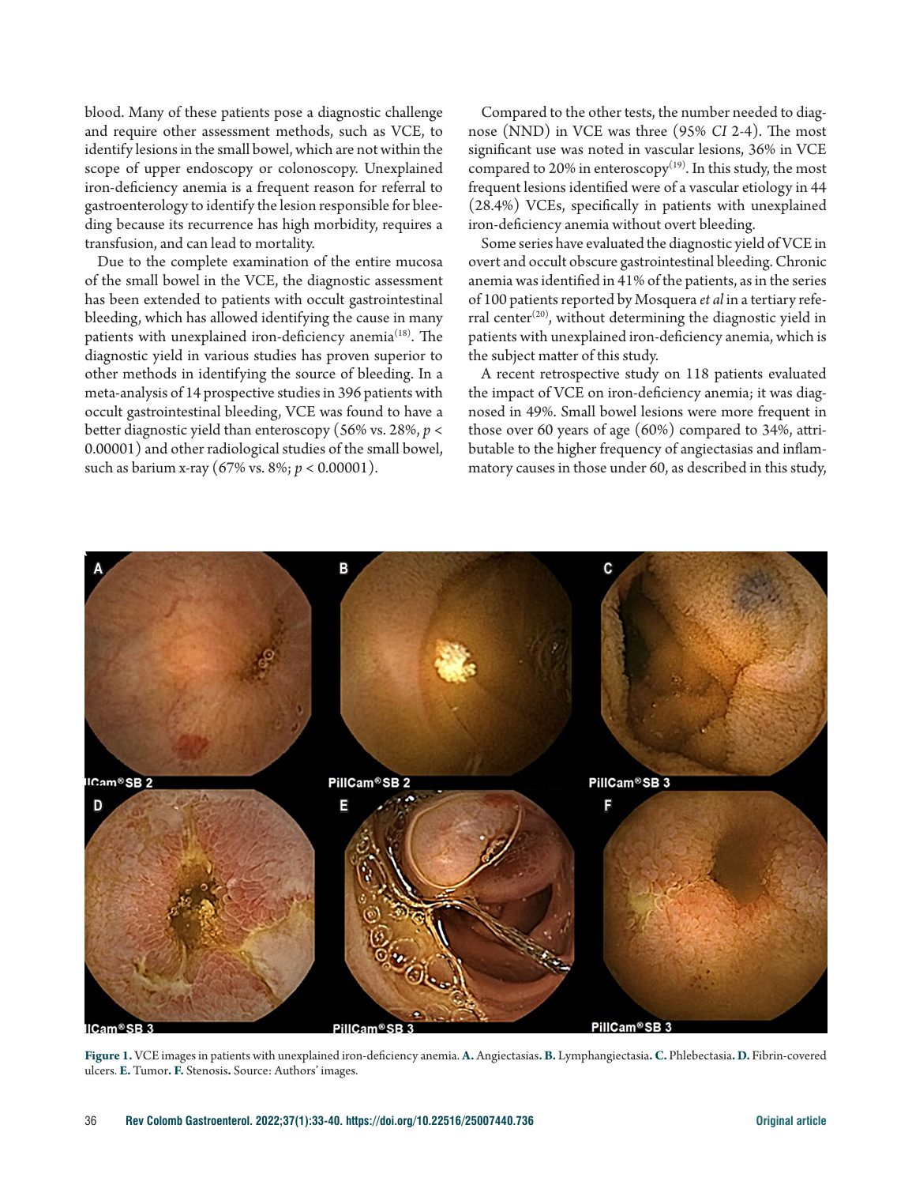blood. Many of these patients pose a diagnostic challenge and require other assessment methods, such as VCE, to identify lesions in the small bowel, which are not within the scope of upper endoscopy or colonoscopy. Unexplained iron-deficiency anemia is a frequent reason for referral to gastroenterology to identify the lesion responsible for bleeding because its recurrence has high morbidity, requires a transfusion, and can lead to mortality.

Due to the complete examination of the entire mucosa of the small bowel in the VCE, the diagnostic assessment has been extended to patients with occult gastrointestinal bleeding, which has allowed identifying the cause in many patients with unexplained iron-deficiency anemia[18]. The diagnostic yield in various studies has proven superior to other methods in identifying the source of bleeding. In a meta-analysis of 14 prospective studies in 396 patients with occult gastrointestinal bleeding, VCE was found to have a better diagnostic yield than enteroscopy (56% vs. 28%, $p < 0.00001$) and other radiological studies of the small bowel, such as barium x-ray (67% vs. 8%; $p < 0.00001$).

Compared to the other tests, the number needed to diagnose (NND) in VCE was three (95% *CI* 2-4). The most significant use was noted in vascular lesions, 36% in VCE compared to 20% in enteroscopy[19]. In this study, the most frequent lesions identified were of a vascular etiology in 44 (28.4%) VCEs, specifically in patients with unexplained iron-deficiency anemia without overt bleeding.

Some series have evaluated the diagnostic yield of VCE in overt and occult obscure gastrointestinal bleeding. Chronic anemia was identified in 41% of the patients, as in the series of 100 patients reported by Mosquera *et al* in a tertiary referral center[20], without determining the diagnostic yield in patients with unexplained iron-deficiency anemia, which is the subject matter of this study.

A recent retrospective study on 118 patients evaluated the impact of VCE on iron-deficiency anemia; it was diagnosed in 49%. Small bowel lesions were more frequent in those over 60 years of age (60%) compared to 34%, attributable to the higher frequency of angiectasias and inflammatory causes in those under 60, as described in this study,

**Figure 1.** VCE images in patients with unexplained iron-deficiency anemia. **A.** Angiectasias**. B.** Lymphangiectasia**. C.** Phlebectasia**. D.** Fibrin-covered ulcers. **E.** Tumor**. F.** Stenosis**.** Source: Authors' images.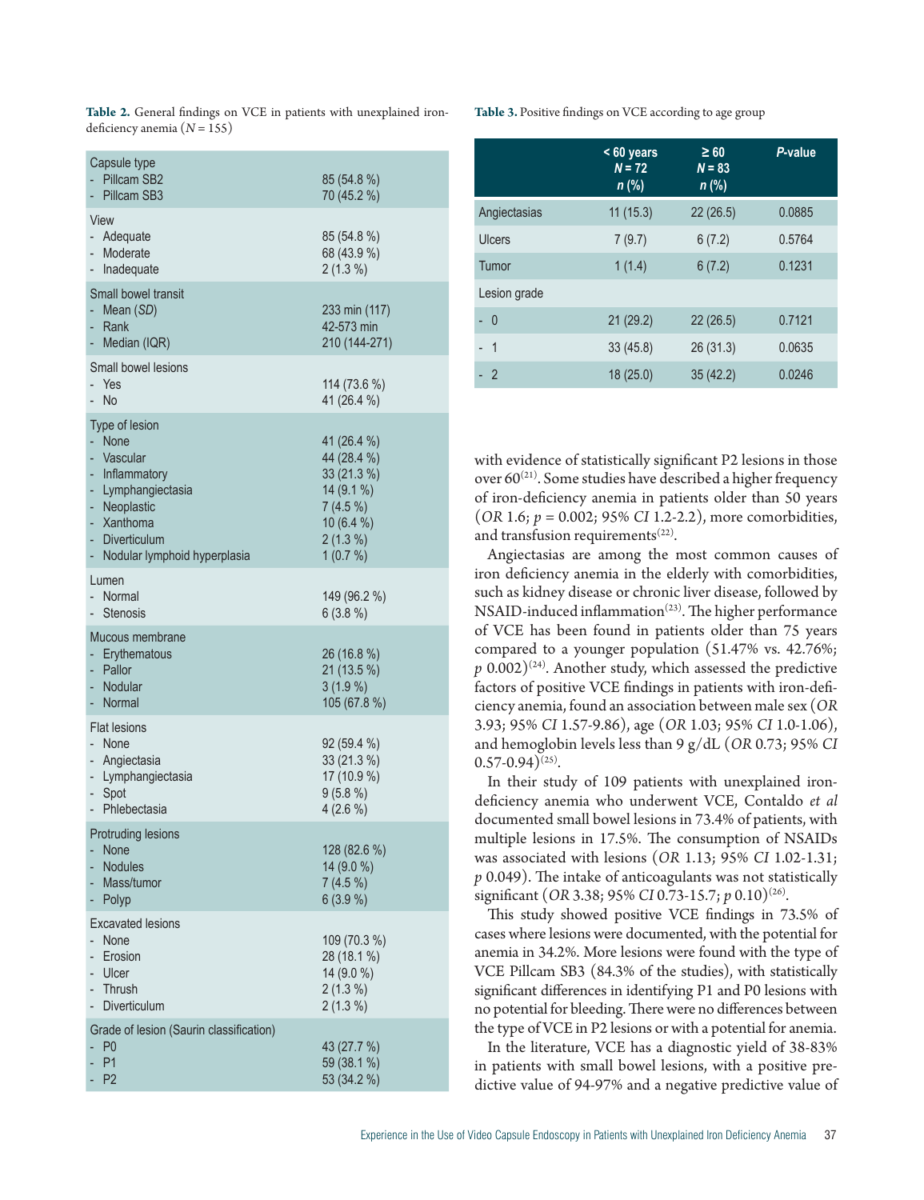**Table 2.** General findings on VCE in patients with unexplained iron-deficiency anemia ($N$ = 155)

| | |
|---|---|
| Capsule type | |
| - Pillcam SB2 | 85 (54.8 %) |
| - Pillcam SB3 | 70 (45.2 %) |
| View | |
| - Adequate | 85 (54.8 %) |
| - Moderate | 68 (43.9 %) |
| - Inadequate | 2 (1.3 %) |
| Small bowel transit | |
| - Mean (*SD*) | 233 min (117) |
| - Rank | 42-573 min |
| - Median (IQR) | 210 (144-271) |
| Small bowel lesions | |
| - Yes | 114 (73.6 %) |
| - No | 41 (26.4 %) |
| Type of lesion | |
| - None | 41 (26.4 %) |
| - Vascular | 44 (28.4 %) |
| - Inflammatory | 33 (21.3 %) |
| - Lymphangiectasia | 14 (9.1 %) |
| - Neoplastic | 7 (4.5 %) |
| - Xanthoma | 10 (6.4 %) |
| - Diverticulum | 2 (1.3 %) |
| - Nodular lymphoid hyperplasia | 1 (0.7 %) |
| Lumen | |
| - Normal | 149 (96.2 %) |
| - Stenosis | 6 (3.8 %) |
| Mucous membrane | |
| - Erythematous | 26 (16.8 %) |
| - Pallor | 21 (13.5 %) |
| - Nodular | 3 (1.9 %) |
| - Normal | 105 (67.8 %) |
| Flat lesions | |
| - None | 92 (59.4 %) |
| - Angiectasia | 33 (21.3 %) |
| - Lymphangiectasia | 17 (10.9 %) |
| - Spot | 9 (5.8 %) |
| - Phlebectasia | 4 (2.6 %) |
| Protruding lesions | |
| - None | 128 (82.6 %) |
| - Nodules | 14 (9.0 %) |
| - Mass/tumor | 7 (4.5 %) |
| - Polyp | 6 (3.9 %) |
| Excavated lesions | |
| - None | 109 (70.3 %) |
| - Erosion | 28 (18.1 %) |
| - Ulcer | 14 (9.0 %) |
| - Thrush | 2 (1.3 %) |
| - Diverticulum | 2 (1.3 %) |
| Grade of lesion (Saurin classification) | |
| - P0 | 43 (27.7 %) |
| - P1 | 59 (38.1 %) |
| - P2 | 53 (34.2 %) |

**Table 3.** Positive findings on VCE according to age group

| | < 60 years *N* = 72 *n* (%) | ≥ 60 *N* = 83 *n* (%) | *P*-value |
|---|---|---|---|
| Angiectasias | 11 (15.3) | 22 (26.5) | 0.0885 |
| Ulcers | 7 (9.7) | 6 (7.2) | 0.5764 |
| Tumor | 1 (1.4) | 6 (7.2) | 0.1231 |
| Lesion grade | | | |
| - 0 | 21 (29.2) | 22 (26.5) | 0.7121 |
| - 1 | 33 (45.8) | 26 (31.3) | 0.0635 |
| - 2 | 18 (25.0) | 35 (42.2) | 0.0246 |

with evidence of statistically significant P2 lesions in those over 60[21]. Some studies have described a higher frequency of iron-deficiency anemia in patients older than 50 years (*OR* 1.6; $p$ = 0.002; 95% *CI* 1.2-2.2), more comorbidities, and transfusion requirements[22].

Angiectasias are among the most common causes of iron deficiency anemia in the elderly with comorbidities, such as kidney disease or chronic liver disease, followed by NSAID-induced inflammation[23]. The higher performance of VCE has been found in patients older than 75 years compared to a younger population (51.47% vs. 42.76%; $p$ 0.002)[24]. Another study, which assessed the predictive factors of positive VCE findings in patients with iron-deficiency anemia, found an association between male sex (*OR* 3.93; 95% *CI* 1.57-9.86), age (*OR* 1.03; 95% *CI* 1.0-1.06), and hemoglobin levels less than 9 g/dL (*OR* 0.73; 95% *CI* 0.57-0.94)[25].

In their study of 109 patients with unexplained iron-deficiency anemia who underwent VCE, Contaldo *et al* documented small bowel lesions in 73.4% of patients, with multiple lesions in 17.5%. The consumption of NSAIDs was associated with lesions (*OR* 1.13; 95% *CI* 1.02-1.31; $p$ 0.049). The intake of anticoagulants was not statistically significant (*OR* 3.38; 95% *CI* 0.73-15.7; $p$ 0.10)[26].

This study showed positive VCE findings in 73.5% of cases where lesions were documented, with the potential for anemia in 34.2%. More lesions were found with the type of VCE Pillcam SB3 (84.3% of the studies), with statistically significant differences in identifying P1 and P0 lesions with no potential for bleeding. There were no differences between the type of VCE in P2 lesions or with a potential for anemia.

In the literature, VCE has a diagnostic yield of 38-83% in patients with small bowel lesions, with a positive predictive value of 94-97% and a negative predictive value of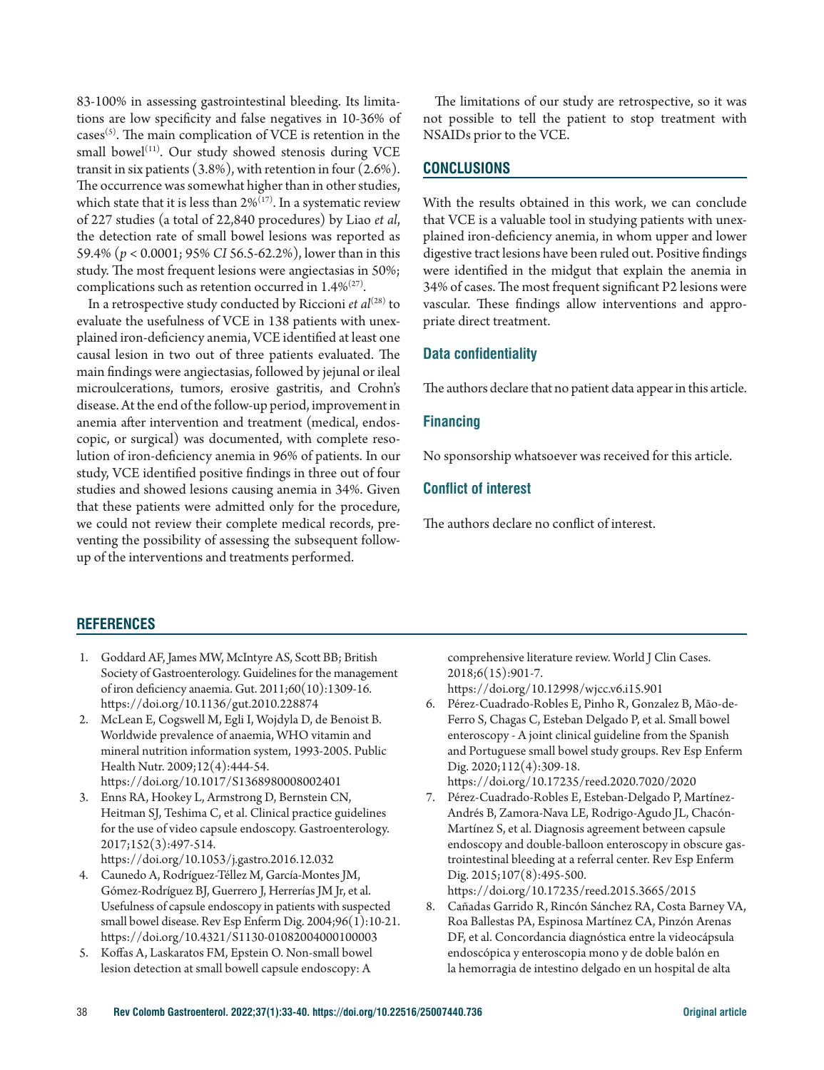83-100% in assessing gastrointestinal bleeding. Its limitations are low specificity and false negatives in 10-36% of cases[5]. The main complication of VCE is retention in the small bowel[11]. Our study showed stenosis during VCE transit in six patients (3.8%), with retention in four (2.6%). The occurrence was somewhat higher than in other studies, which state that it is less than 2%[17]. In a systematic review of 227 studies (a total of 22,840 procedures) by Liao *et al*, the detection rate of small bowel lesions was reported as 59.4% ($p < 0.0001$; 95% *CI* 56.5-62.2%), lower than in this study. The most frequent lesions were angiectasias in 50%; complications such as retention occurred in 1.4%[27].

In a retrospective study conducted by Riccioni *et al*[28] to evaluate the usefulness of VCE in 138 patients with unexplained iron-deficiency anemia, VCE identified at least one causal lesion in two out of three patients evaluated. The main findings were angiectasias, followed by jejunal or ileal microulcerations, tumors, erosive gastritis, and Crohn's disease. At the end of the follow-up period, improvement in anemia after intervention and treatment (medical, endoscopic, or surgical) was documented, with complete resolution of iron-deficiency anemia in 96% of patients. In our study, VCE identified positive findings in three out of four studies and showed lesions causing anemia in 34%. Given that these patients were admitted only for the procedure, we could not review their complete medical records, preventing the possibility of assessing the subsequent follow-up of the interventions and treatments performed.

The limitations of our study are retrospective, so it was not possible to tell the patient to stop treatment with NSAIDs prior to the VCE.

## CONCLUSIONS

With the results obtained in this work, we can conclude that VCE is a valuable tool in studying patients with unexplained iron-deficiency anemia, in whom upper and lower digestive tract lesions have been ruled out. Positive findings were identified in the midgut that explain the anemia in 34% of cases. The most frequent significant P2 lesions were vascular. These findings allow interventions and appropriate direct treatment.

### Data confidentiality

The authors declare that no patient data appear in this article.

### Financing

No sponsorship whatsoever was received for this article.

### Conflict of interest

The authors declare no conflict of interest.

## REFERENCES

1. Goddard AF, James MW, McIntyre AS, Scott BB; British Society of Gastroenterology. Guidelines for the management of iron deficiency anaemia. Gut. 2011;60(10):1309-16. https://doi.org/10.1136/gut.2010.228874
2. McLean E, Cogswell M, Egli I, Wojdyla D, de Benoist B. Worldwide prevalence of anaemia, WHO vitamin and mineral nutrition information system, 1993-2005. Public Health Nutr. 2009;12(4):444-54. https://doi.org/10.1017/S1368980008002401
3. Enns RA, Hookey L, Armstrong D, Bernstein CN, Heitman SJ, Teshima C, et al. Clinical practice guidelines for the use of video capsule endoscopy. Gastroenterology. 2017;152(3):497-514. https://doi.org/10.1053/j.gastro.2016.12.032
4. Caunedo A, Rodríguez-Téllez M, García-Montes JM, Gómez-Rodríguez BJ, Guerrero J, Herrerías JM Jr, et al. Usefulness of capsule endoscopy in patients with suspected small bowel disease. Rev Esp Enferm Dig. 2004;96(1):10-21. https://doi.org/10.4321/S1130-01082004000100003
5. Koffas A, Laskaratos FM, Epstein O. Non-small bowel lesion detection at small bowell capsule endoscopy: A comprehensive literature review. World J Clin Cases. 2018;6(15):901-7. https://doi.org/10.12998/wjcc.v6.i15.901
6. Pérez-Cuadrado-Robles E, Pinho R, Gonzalez B, Mão-de-Ferro S, Chagas C, Esteban Delgado P, et al. Small bowel enteroscopy - A joint clinical guideline from the Spanish and Portuguese small bowel study groups. Rev Esp Enferm Dig. 2020;112(4):309-18. https://doi.org/10.17235/reed.2020.7020/2020
7. Pérez-Cuadrado-Robles E, Esteban-Delgado P, Martínez-Andrés B, Zamora-Nava LE, Rodrigo-Agudo JL, Chacón-Martínez S, et al. Diagnosis agreement between capsule endoscopy and double-balloon enteroscopy in obscure gastrointestinal bleeding at a referral center. Rev Esp Enferm Dig. 2015;107(8):495-500. https://doi.org/10.17235/reed.2015.3665/2015
8. Cañadas Garrido R, Rincón Sánchez RA, Costa Barney VA, Roa Ballestas PA, Espinosa Martínez CA, Pinzón Arenas DF, et al. Concordancia diagnóstica entre la videocápsula endoscópica y enteroscopia mono y de doble balón en la hemorragia de intestino delgado en un hospital de alta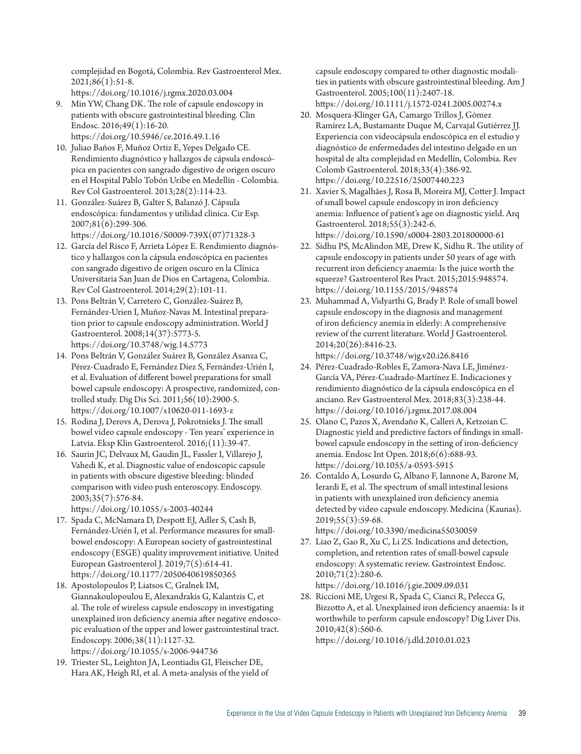complejidad en Bogotá, Colombia. Rev Gastroenterol Mex. 2021;86(1):51-8.
https://doi.org/10.1016/j.rgmx.2020.03.004

9. Min YW, Chang DK. The role of capsule endoscopy in patients with obscure gastrointestinal bleeding. Clin Endosc. 2016;49(1):16-20.
https://doi.org/10.5946/ce.2016.49.1.16
10. Juliao Baños F, Muñoz Ortiz E, Yepes Delgado CE. Rendimiento diagnóstico y hallazgos de cápsula endoscópica en pacientes con sangrado digestivo de origen oscuro en el Hospital Pablo Tobón Uribe en Medellín - Colombia. Rev Col Gastroenterol. 2013;28(2):114-23.
11. González-Suárez B, Galter S, Balanzó J. Cápsula endoscópica: fundamentos y utilidad clínica. Cir Esp. 2007;81(6):299-306.
https://doi.org/10.1016/S0009-739X(07)71328-3
12. García del Risco F, Arrieta López E. Rendimiento diagnóstico y hallazgos con la cápsula endoscópica en pacientes con sangrado digestivo de origen oscuro en la Clínica Universitaria San Juan de Dios en Cartagena, Colombia. Rev Col Gastroenterol. 2014;29(2):101-11.
13. Pons Beltrán V, Carretero C, González-Suárez B, Fernández-Urien I, Muñoz-Navas M. Intestinal preparation prior to capsule endoscopy administration. World J Gastroenterol. 2008;14(37):5773-5.
https://doi.org/10.3748/wjg.14.5773
14. Pons Beltrán V, González Suárez B, González Asanza C, Pérez-Cuadrado E, Fernández Diez S, Fernández-Urién I, et al. Evaluation of different bowel preparations for small bowel capsule endoscopy: A prospective, randomized, controlled study. Dig Dis Sci. 2011;56(10):2900-5.
https://doi.org/10.1007/s10620-011-1693-z
15. Rodina J, Derovs A, Derova J, Pokrotnieks J. The small bowel video capsule endoscopy - Ten years' experience in Latvia. Eksp Klin Gastroenterol. 2016;(11):39-47.
16. Saurin JC, Delvaux M, Gaudin JL, Fassler I, Villarejo J, Vahedi K, et al. Diagnostic value of endoscopic capsule in patients with obscure digestive bleeding: blinded comparison with video push enteroscopy. Endoscopy. 2003;35(7):576-84.
https://doi.org/10.1055/s-2003-40244
17. Spada C, McNamara D, Despott EJ, Adler S, Cash B, Fernández-Urién I, et al. Performance measures for small-bowel endoscopy: A European society of gastrointestinal endoscopy (ESGE) quality improvement initiative. United European Gastroenterol J. 2019;7(5):614-41.
https://doi.org/10.1177/2050640619850365
18. Apostolopoulos P, Liatsos C, Gralnek IM, Giannakoulopoulou E, Alexandrakis G, Kalantzis C, et al. The role of wireless capsule endoscopy in investigating unexplained iron deficiency anemia after negative endoscopic evaluation of the upper and lower gastrointestinal tract. Endoscopy. 2006;38(11):1127-32.
https://doi.org/10.1055/s-2006-944736
19. Triester SL, Leighton JA, Leontiadis GI, Fleischer DE, Hara AK, Heigh RI, et al. A meta-analysis of the yield of capsule endoscopy compared to other diagnostic modalities in patients with obscure gastrointestinal bleeding. Am J Gastroenterol. 2005;100(11):2407-18.
https://doi.org/10.1111/j.1572-0241.2005.00274.x
20. Mosquera-Klinger GA, Camargo Trillos J, Gómez Ramírez LA, Bustamante Duque M, Carvajal Gutiérrez JJ. Experiencia con videocápsula endoscópica en el estudio y diagnóstico de enfermedades del intestino delgado en un hospital de alta complejidad en Medellín, Colombia. Rev Colomb Gastroenterol. 2018;33(4):386-92.
https://doi.org/10.22516/25007440.223
21. Xavier S, Magalhães J, Rosa B, Moreira MJ, Cotter J. Impact of small bowel capsule endoscopy in iron deficiency anemia: Influence of patient's age on diagnostic yield. Arq Gastroenterol. 2018;55(3):242-6.
https://doi.org/10.1590/s0004-2803.201800000-61
22. Sidhu PS, McAlindon ME, Drew K, Sidhu R. The utility of capsule endoscopy in patients under 50 years of age with recurrent iron deficiency anaemia: Is the juice worth the squeeze? Gastroenterol Res Pract. 2015;2015:948574.
https://doi.org/10.1155/2015/948574
23. Muhammad A, Vidyarthi G, Brady P. Role of small bowel capsule endoscopy in the diagnosis and management of iron deficiency anemia in elderly: A comprehensive review of the current literature. World J Gastroenterol. 2014;20(26):8416-23.
https://doi.org/10.3748/wjg.v20.i26.8416
24. Pérez-Cuadrado-Robles E, Zamora-Nava LE, Jiménez-García VA, Pérez-Cuadrado-Martínez E. Indicaciones y rendimiento diagnóstico de la cápsula endoscópica en el anciano. Rev Gastroenterol Mex. 2018;83(3):238-44.
https://doi.org/10.1016/j.rgmx.2017.08.004
25. Olano C, Pazos X, Avendaño K, Calleri A, Ketzoian C. Diagnostic yield and predictive factors of findings in small-bowel capsule endoscopy in the setting of iron-deficiency anemia. Endosc Int Open. 2018;6(6):688-93.
https://doi.org/10.1055/a-0593-5915
26. Contaldo A, Losurdo G, Albano F, Iannone A, Barone M, Ierardi E, et al. The spectrum of small intestinal lesions in patients with unexplained iron deficiency anemia detected by video capsule endoscopy. Medicina (Kaunas). 2019;55(3):59-68.
https://doi.org/10.3390/medicina55030059
27. Liao Z, Gao R, Xu C, Li ZS. Indications and detection, completion, and retention rates of small-bowel capsule endoscopy: A systematic review. Gastrointest Endosc. 2010;71(2):280-6.
https://doi.org/10.1016/j.gie.2009.09.031
28. Riccioni ME, Urgesi R, Spada C, Cianci R, Pelecca G, Bizzotto A, et al. Unexplained iron deficiency anaemia: Is it worthwhile to perform capsule endoscopy? Dig Liver Dis. 2010;42(8):560-6.
https://doi.org/10.1016/j.dld.2010.01.023